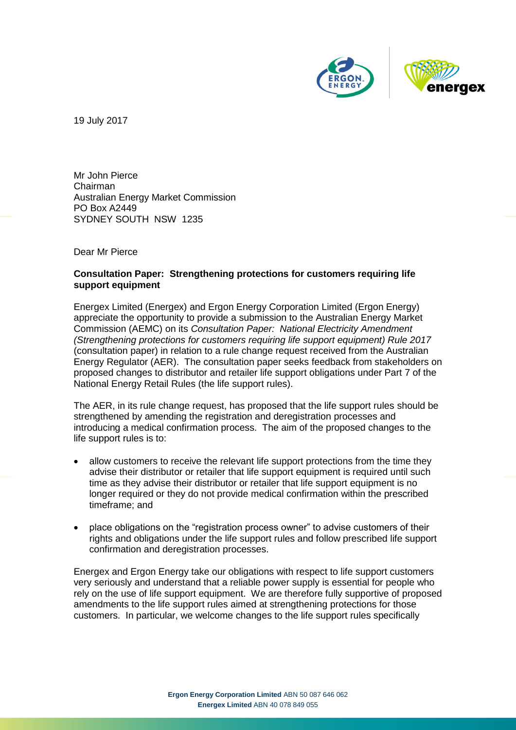19 July 2017

Mr John Pierce
Chairman
Australian Energy Market Commission
PO Box A2449
SYDNEY SOUTH NSW 1235

Dear Mr Pierce

**Consultation Paper: Strengthening protections for customers requiring life support equipment**

Energex Limited (Energex) and Ergon Energy Corporation Limited (Ergon Energy) appreciate the opportunity to provide a submission to the Australian Energy Market Commission (AEMC) on its *Consultation Paper: National Electricity Amendment (Strengthening protections for customers requiring life support equipment) Rule 2017* (consultation paper) in relation to a rule change request received from the Australian Energy Regulator (AER). The consultation paper seeks feedback from stakeholders on proposed changes to distributor and retailer life support obligations under Part 7 of the National Energy Retail Rules (the life support rules).

The AER, in its rule change request, has proposed that the life support rules should be strengthened by amending the registration and deregistration processes and introducing a medical confirmation process. The aim of the proposed changes to the life support rules is to:

- allow customers to receive the relevant life support protections from the time they advise their distributor or retailer that life support equipment is required until such time as they advise their distributor or retailer that life support equipment is no longer required or they do not provide medical confirmation within the prescribed timeframe; and
- place obligations on the "registration process owner" to advise customers of their rights and obligations under the life support rules and follow prescribed life support confirmation and deregistration processes.

Energex and Ergon Energy take our obligations with respect to life support customers very seriously and understand that a reliable power supply is essential for people who rely on the use of life support equipment. We are therefore fully supportive of proposed amendments to the life support rules aimed at strengthening protections for those customers. In particular, we welcome changes to the life support rules specifically

**Ergon Energy Corporation Limited** ABN 50 087 646 062
**Energex Limited** ABN 40 078 849 055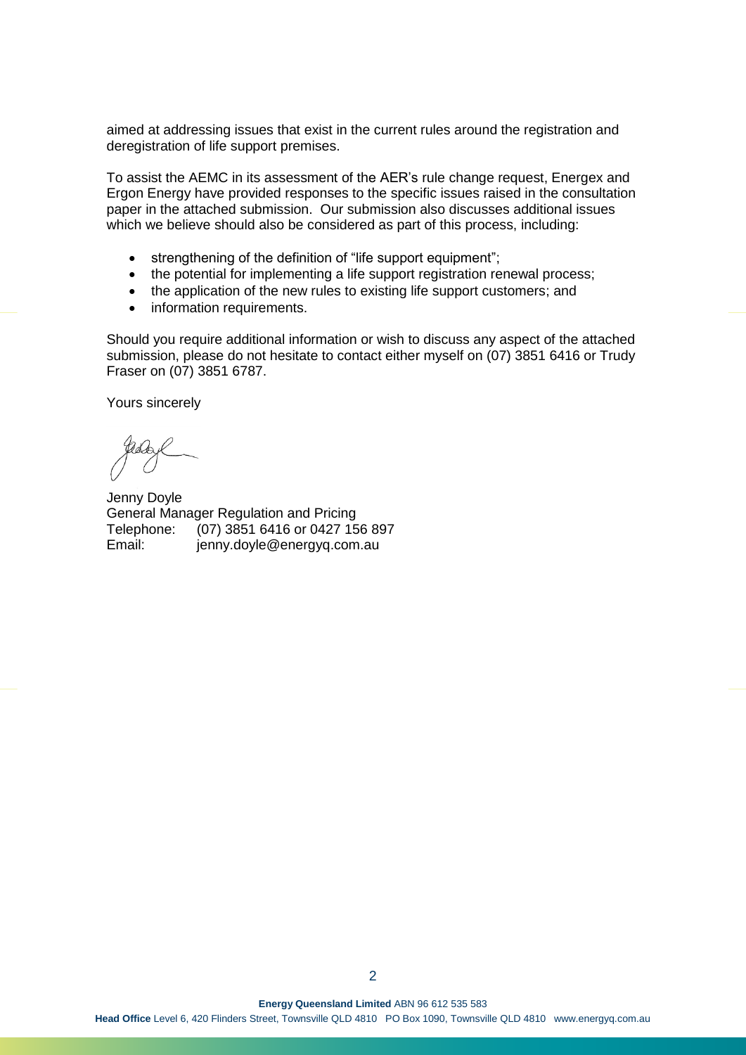aimed at addressing issues that exist in the current rules around the registration and deregistration of life support premises.

To assist the AEMC in its assessment of the AER's rule change request, Energex and Ergon Energy have provided responses to the specific issues raised in the consultation paper in the attached submission. Our submission also discusses additional issues which we believe should also be considered as part of this process, including:

- strengthening of the definition of "life support equipment";
- the potential for implementing a life support registration renewal process;
- the application of the new rules to existing life support customers; and
- information requirements.

Should you require additional information or wish to discuss any aspect of the attached submission, please do not hesitate to contact either myself on (07) 3851 6416 or Trudy Fraser on (07) 3851 6787.

Yours sincerely

Jenny Doyle
General Manager Regulation and Pricing
Telephone: (07) 3851 6416 or 0427 156 897
Email: jenny.doyle@energyq.com.au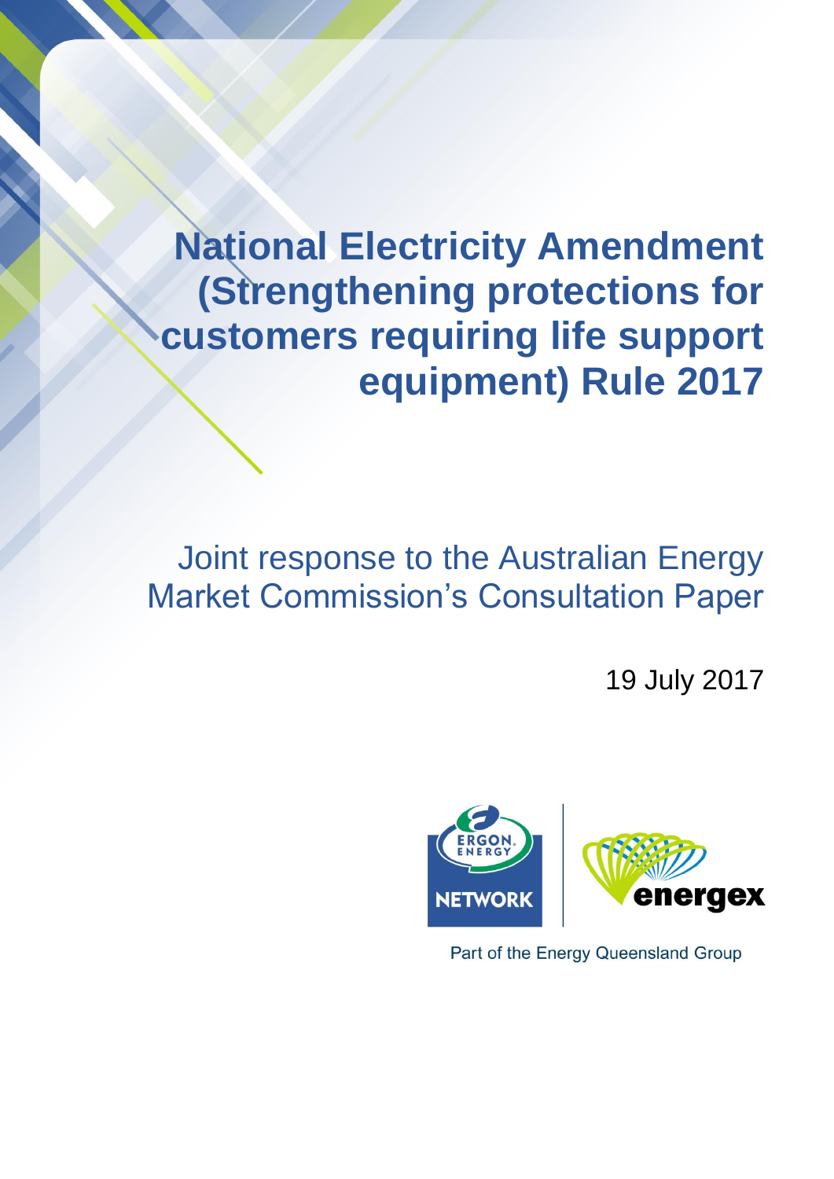# National Electricity Amendment (Strengthening protections for customers requiring life support equipment) Rule 2017

Joint response to the Australian Energy Market Commission's Consultation Paper

19 July 2017

Part of the Energy Queensland Group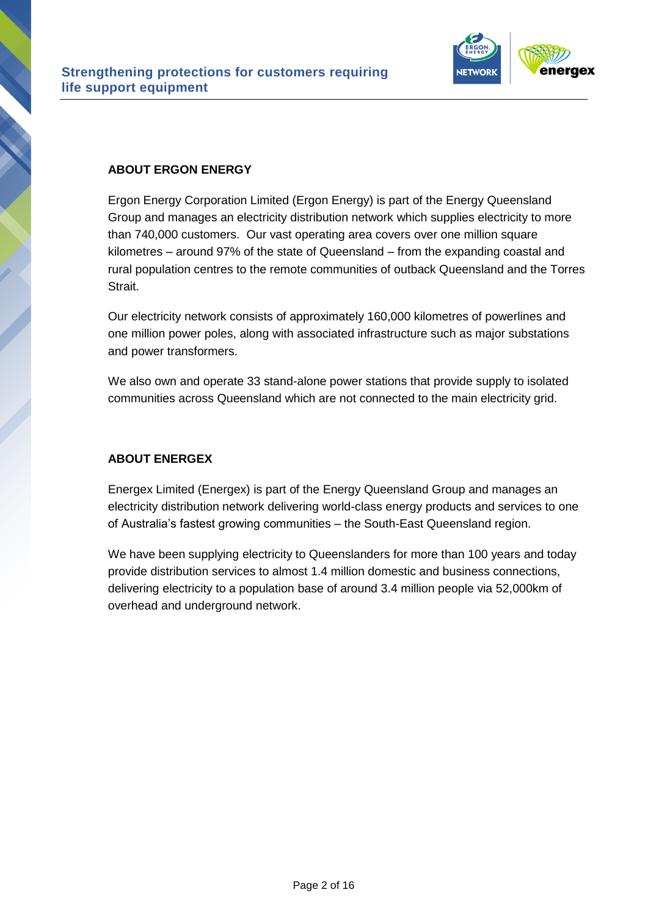## ABOUT ERGON ENERGY

Ergon Energy Corporation Limited (Ergon Energy) is part of the Energy Queensland Group and manages an electricity distribution network which supplies electricity to more than 740,000 customers. Our vast operating area covers over one million square kilometres – around 97% of the state of Queensland – from the expanding coastal and rural population centres to the remote communities of outback Queensland and the Torres Strait.

Our electricity network consists of approximately 160,000 kilometres of powerlines and one million power poles, along with associated infrastructure such as major substations and power transformers.

We also own and operate 33 stand-alone power stations that provide supply to isolated communities across Queensland which are not connected to the main electricity grid.

## ABOUT ENERGEX

Energex Limited (Energex) is part of the Energy Queensland Group and manages an electricity distribution network delivering world-class energy products and services to one of Australia's fastest growing communities – the South-East Queensland region.

We have been supplying electricity to Queenslanders for more than 100 years and today provide distribution services to almost 1.4 million domestic and business connections, delivering electricity to a population base of around 3.4 million people via 52,000km of overhead and underground network.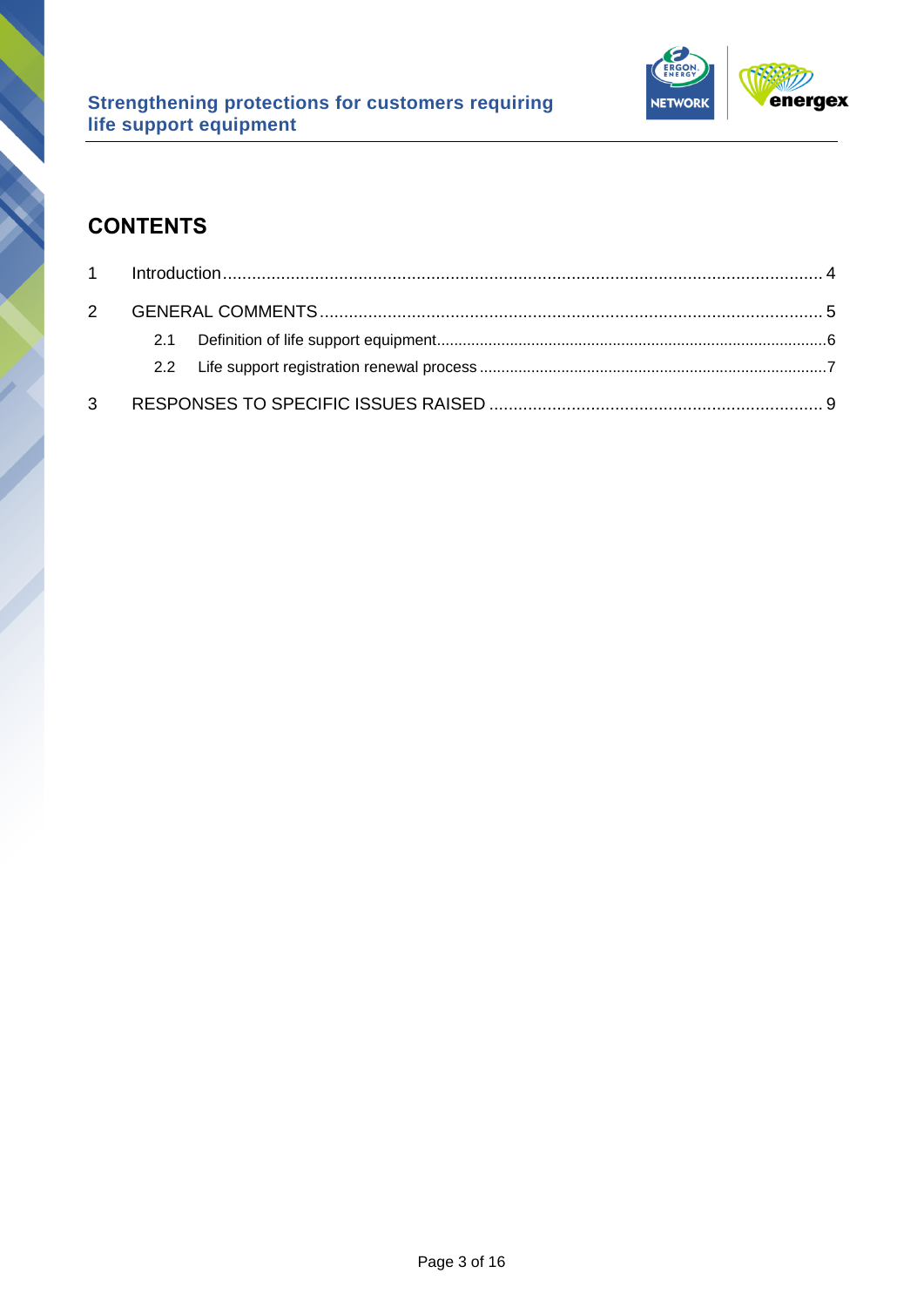# CONTENTS

| | | |
|---|---|---|
| 1 | Introduction | 4 |
| 2 | GENERAL COMMENTS | 5 |
| 2.1 | Definition of life support equipment | 6 |
| 2.2 | Life support registration renewal process | 7 |
| 3 | RESPONSES TO SPECIFIC ISSUES RAISED | 9 |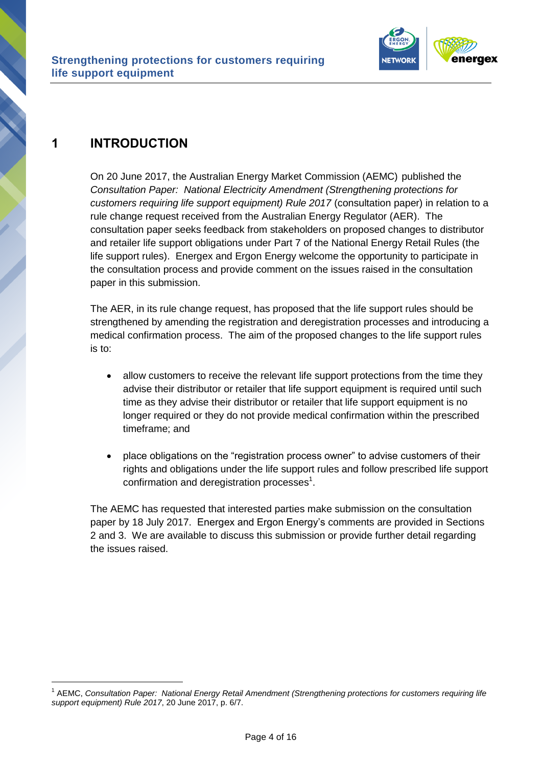# 1 INTRODUCTION

On 20 June 2017, the Australian Energy Market Commission (AEMC) published the *Consultation Paper: National Electricity Amendment (Strengthening protections for customers requiring life support equipment) Rule 2017* (consultation paper) in relation to a rule change request received from the Australian Energy Regulator (AER). The consultation paper seeks feedback from stakeholders on proposed changes to distributor and retailer life support obligations under Part 7 of the National Energy Retail Rules (the life support rules). Energex and Ergon Energy welcome the opportunity to participate in the consultation process and provide comment on the issues raised in the consultation paper in this submission.

The AER, in its rule change request, has proposed that the life support rules should be strengthened by amending the registration and deregistration processes and introducing a medical confirmation process. The aim of the proposed changes to the life support rules is to:

- allow customers to receive the relevant life support protections from the time they advise their distributor or retailer that life support equipment is required until such time as they advise their distributor or retailer that life support equipment is no longer required or they do not provide medical confirmation within the prescribed timeframe; and
- place obligations on the "registration process owner" to advise customers of their rights and obligations under the life support rules and follow prescribed life support confirmation and deregistration processes[1].

The AEMC has requested that interested parties make submission on the consultation paper by 18 July 2017. Energex and Ergon Energy's comments are provided in Sections 2 and 3. We are available to discuss this submission or provide further detail regarding the issues raised.

---

[1] AEMC, *Consultation Paper: National Energy Retail Amendment (Strengthening protections for customers requiring life support equipment) Rule 2017*, 20 June 2017, p. 6/7.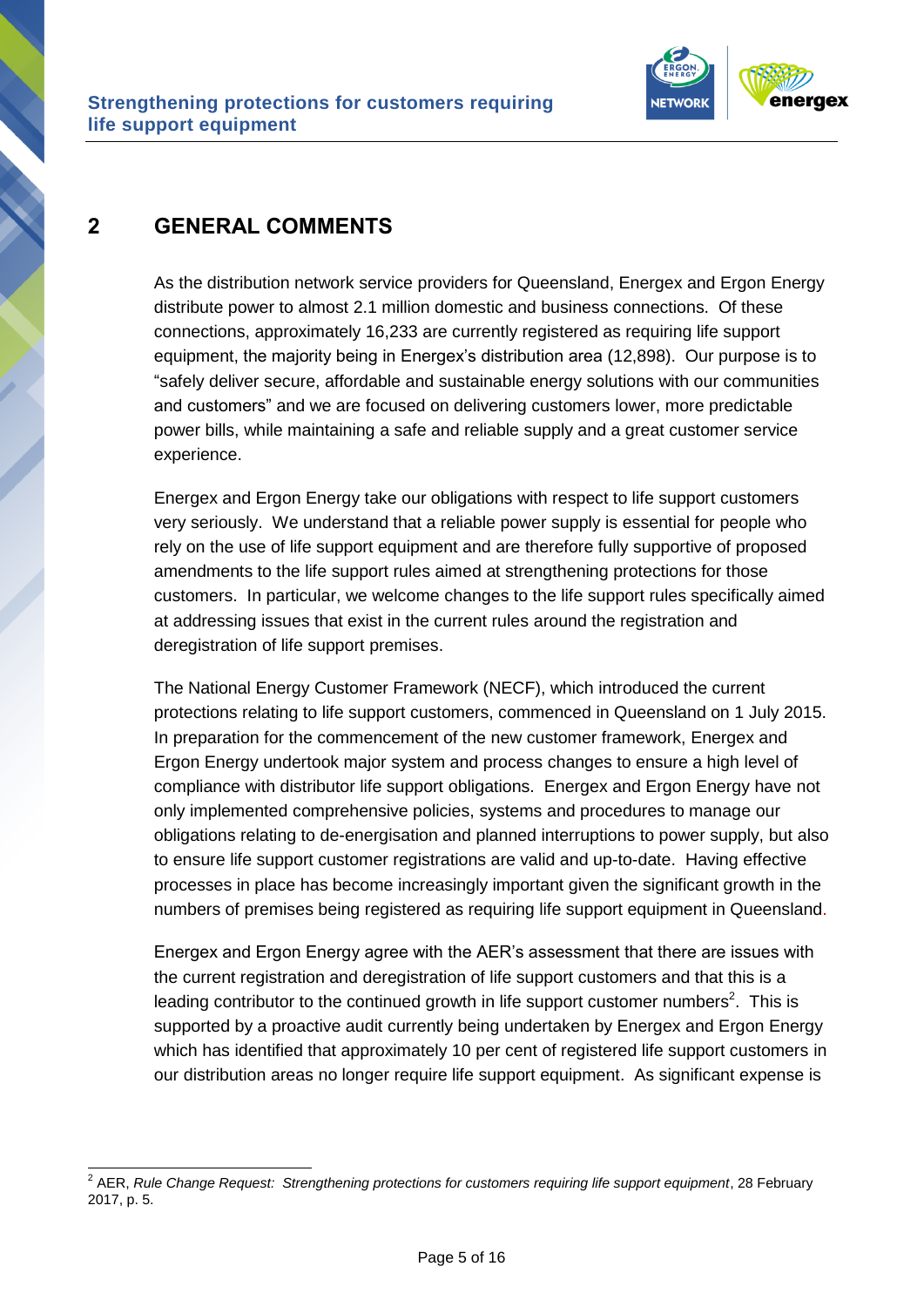## 2 GENERAL COMMENTS

As the distribution network service providers for Queensland, Energex and Ergon Energy distribute power to almost 2.1 million domestic and business connections. Of these connections, approximately 16,233 are currently registered as requiring life support equipment, the majority being in Energex's distribution area (12,898). Our purpose is to "safely deliver secure, affordable and sustainable energy solutions with our communities and customers" and we are focused on delivering customers lower, more predictable power bills, while maintaining a safe and reliable supply and a great customer service experience.

Energex and Ergon Energy take our obligations with respect to life support customers very seriously. We understand that a reliable power supply is essential for people who rely on the use of life support equipment and are therefore fully supportive of proposed amendments to the life support rules aimed at strengthening protections for those customers. In particular, we welcome changes to the life support rules specifically aimed at addressing issues that exist in the current rules around the registration and deregistration of life support premises.

The National Energy Customer Framework (NECF), which introduced the current protections relating to life support customers, commenced in Queensland on 1 July 2015. In preparation for the commencement of the new customer framework, Energex and Ergon Energy undertook major system and process changes to ensure a high level of compliance with distributor life support obligations. Energex and Ergon Energy have not only implemented comprehensive policies, systems and procedures to manage our obligations relating to de-energisation and planned interruptions to power supply, but also to ensure life support customer registrations are valid and up-to-date. Having effective processes in place has become increasingly important given the significant growth in the numbers of premises being registered as requiring life support equipment in Queensland.

Energex and Ergon Energy agree with the AER's assessment that there are issues with the current registration and deregistration of life support customers and that this is a leading contributor to the continued growth in life support customer numbers[2]. This is supported by a proactive audit currently being undertaken by Energex and Ergon Energy which has identified that approximately 10 per cent of registered life support customers in our distribution areas no longer require life support equipment. As significant expense is

---

[2] AER, *Rule Change Request: Strengthening protections for customers requiring life support equipment*, 28 February 2017, p. 5.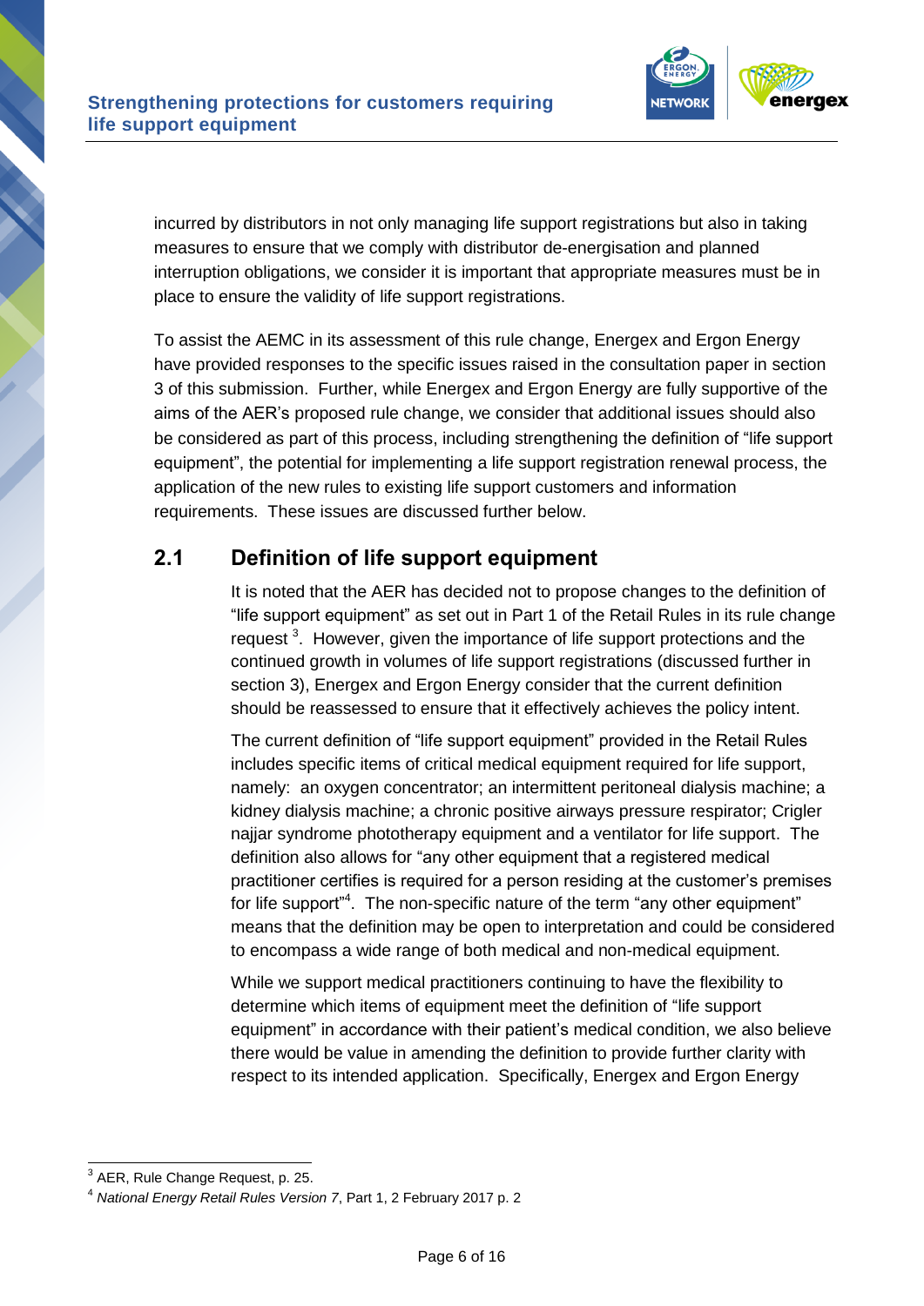incurred by distributors in not only managing life support registrations but also in taking measures to ensure that we comply with distributor de-energisation and planned interruption obligations, we consider it is important that appropriate measures must be in place to ensure the validity of life support registrations.

To assist the AEMC in its assessment of this rule change, Energex and Ergon Energy have provided responses to the specific issues raised in the consultation paper in section 3 of this submission. Further, while Energex and Ergon Energy are fully supportive of the aims of the AER's proposed rule change, we consider that additional issues should also be considered as part of this process, including strengthening the definition of "life support equipment", the potential for implementing a life support registration renewal process, the application of the new rules to existing life support customers and information requirements. These issues are discussed further below.

## 2.1 Definition of life support equipment

It is noted that the AER has decided not to propose changes to the definition of "life support equipment" as set out in Part 1 of the Retail Rules in its rule change request [3]. However, given the importance of life support protections and the continued growth in volumes of life support registrations (discussed further in section 3), Energex and Ergon Energy consider that the current definition should be reassessed to ensure that it effectively achieves the policy intent.

The current definition of "life support equipment" provided in the Retail Rules includes specific items of critical medical equipment required for life support, namely: an oxygen concentrator; an intermittent peritoneal dialysis machine; a kidney dialysis machine; a chronic positive airways pressure respirator; Crigler najjar syndrome phototherapy equipment and a ventilator for life support. The definition also allows for "any other equipment that a registered medical practitioner certifies is required for a person residing at the customer's premises for life support"[4]. The non-specific nature of the term "any other equipment" means that the definition may be open to interpretation and could be considered to encompass a wide range of both medical and non-medical equipment.

While we support medical practitioners continuing to have the flexibility to determine which items of equipment meet the definition of "life support equipment" in accordance with their patient's medical condition, we also believe there would be value in amending the definition to provide further clarity with respect to its intended application. Specifically, Energex and Ergon Energy

---

[3] AER, Rule Change Request, p. 25.

[4] *National Energy Retail Rules Version 7*, Part 1, 2 February 2017 p. 2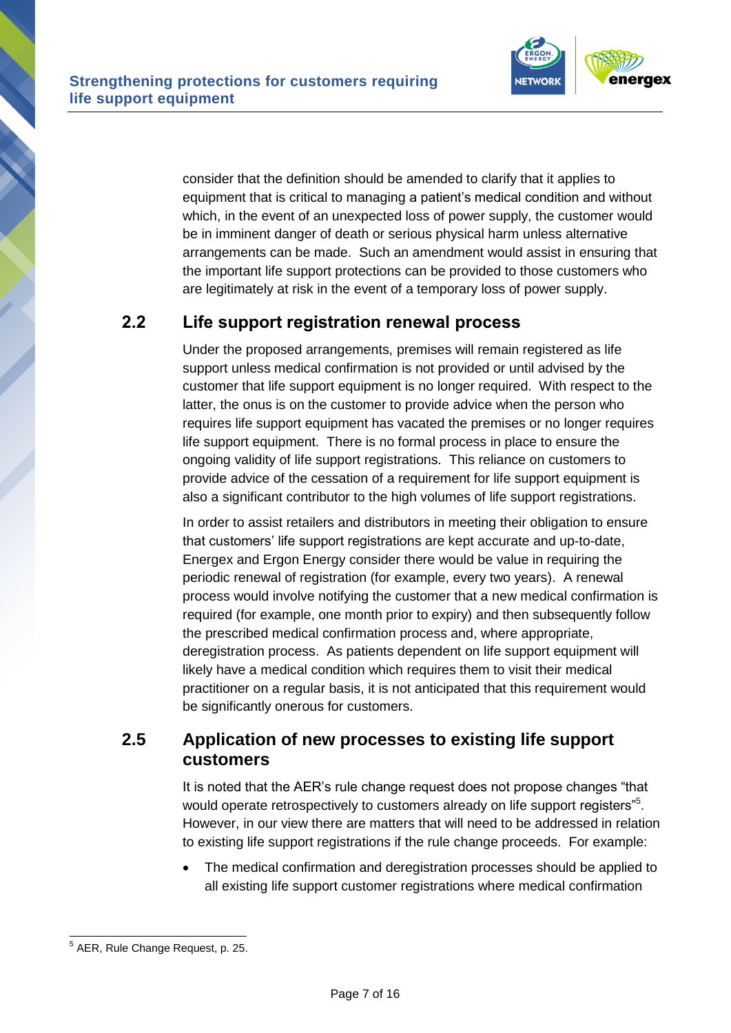consider that the definition should be amended to clarify that it applies to equipment that is critical to managing a patient's medical condition and without which, in the event of an unexpected loss of power supply, the customer would be in imminent danger of death or serious physical harm unless alternative arrangements can be made. Such an amendment would assist in ensuring that the important life support protections can be provided to those customers who are legitimately at risk in the event of a temporary loss of power supply.

## 2.2 Life support registration renewal process

Under the proposed arrangements, premises will remain registered as life support unless medical confirmation is not provided or until advised by the customer that life support equipment is no longer required. With respect to the latter, the onus is on the customer to provide advice when the person who requires life support equipment has vacated the premises or no longer requires life support equipment. There is no formal process in place to ensure the ongoing validity of life support registrations. This reliance on customers to provide advice of the cessation of a requirement for life support equipment is also a significant contributor to the high volumes of life support registrations.

In order to assist retailers and distributors in meeting their obligation to ensure that customers' life support registrations are kept accurate and up-to-date, Energex and Ergon Energy consider there would be value in requiring the periodic renewal of registration (for example, every two years). A renewal process would involve notifying the customer that a new medical confirmation is required (for example, one month prior to expiry) and then subsequently follow the prescribed medical confirmation process and, where appropriate, deregistration process. As patients dependent on life support equipment will likely have a medical condition which requires them to visit their medical practitioner on a regular basis, it is not anticipated that this requirement would be significantly onerous for customers.

## 2.5 Application of new processes to existing life support customers

It is noted that the AER's rule change request does not propose changes "that would operate retrospectively to customers already on life support registers"[5]. However, in our view there are matters that will need to be addressed in relation to existing life support registrations if the rule change proceeds. For example:

- The medical confirmation and deregistration processes should be applied to all existing life support customer registrations where medical confirmation

[5] AER, Rule Change Request, p. 25.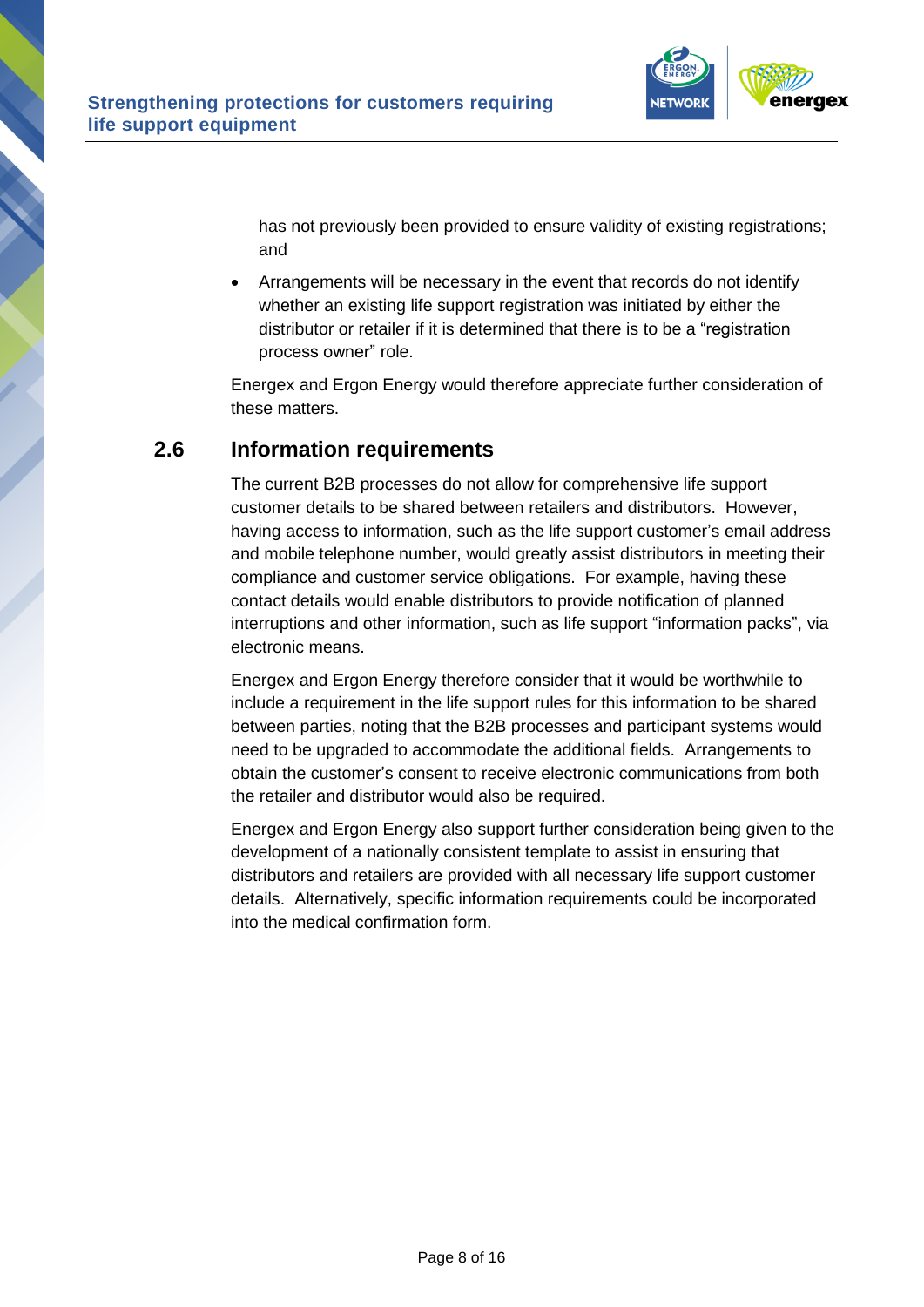has not previously been provided to ensure validity of existing registrations; and

- Arrangements will be necessary in the event that records do not identify whether an existing life support registration was initiated by either the distributor or retailer if it is determined that there is to be a "registration process owner" role.

Energex and Ergon Energy would therefore appreciate further consideration of these matters.

## 2.6 Information requirements

The current B2B processes do not allow for comprehensive life support customer details to be shared between retailers and distributors. However, having access to information, such as the life support customer's email address and mobile telephone number, would greatly assist distributors in meeting their compliance and customer service obligations. For example, having these contact details would enable distributors to provide notification of planned interruptions and other information, such as life support "information packs", via electronic means.

Energex and Ergon Energy therefore consider that it would be worthwhile to include a requirement in the life support rules for this information to be shared between parties, noting that the B2B processes and participant systems would need to be upgraded to accommodate the additional fields. Arrangements to obtain the customer's consent to receive electronic communications from both the retailer and distributor would also be required.

Energex and Ergon Energy also support further consideration being given to the development of a nationally consistent template to assist in ensuring that distributors and retailers are provided with all necessary life support customer details. Alternatively, specific information requirements could be incorporated into the medical confirmation form.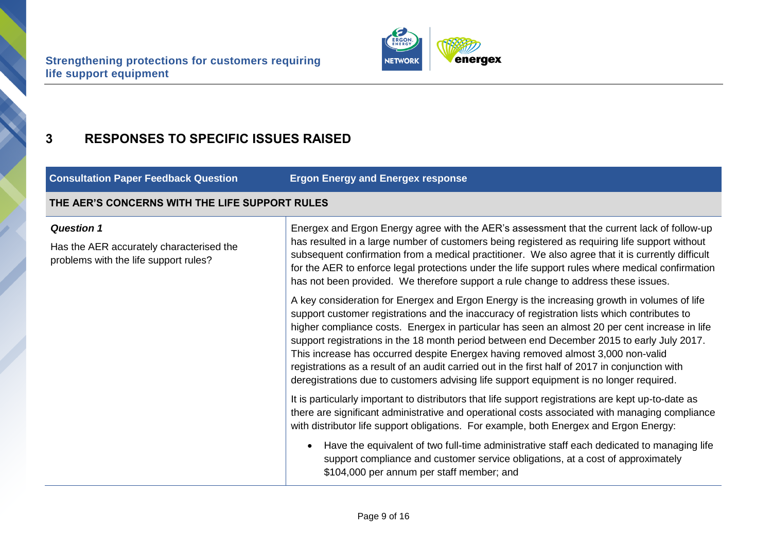## 3 RESPONSES TO SPECIFIC ISSUES RAISED

| Consultation Paper Feedback Question | Ergon Energy and Energex response |
|---|---|
| **THE AER'S CONCERNS WITH THE LIFE SUPPORT RULES** | |
| ***Question 1*** <br> Has the AER accurately characterised the problems with the life support rules? | Energex and Ergon Energy agree with the AER's assessment that the current lack of follow-up has resulted in a large number of customers being registered as requiring life support without subsequent confirmation from a medical practitioner. We also agree that it is currently difficult for the AER to enforce legal protections under the life support rules where medical confirmation has not been provided. We therefore support a rule change to address these issues. <br><br> A key consideration for Energex and Ergon Energy is the increasing growth in volumes of life support customer registrations and the inaccuracy of registration lists which contributes to higher compliance costs. Energex in particular has seen an almost 20 per cent increase in life support registrations in the 18 month period between end December 2015 to early July 2017. This increase has occurred despite Energex having removed almost 3,000 non-valid registrations as a result of an audit carried out in the first half of 2017 in conjunction with deregistrations due to customers advising life support equipment is no longer required. <br><br> It is particularly important to distributors that life support registrations are kept up-to-date as there are significant administrative and operational costs associated with managing compliance with distributor life support obligations. For example, both Energex and Ergon Energy: <br><br> • Have the equivalent of two full-time administrative staff each dedicated to managing life support compliance and customer service obligations, at a cost of approximately $104,000 per annum per staff member; and |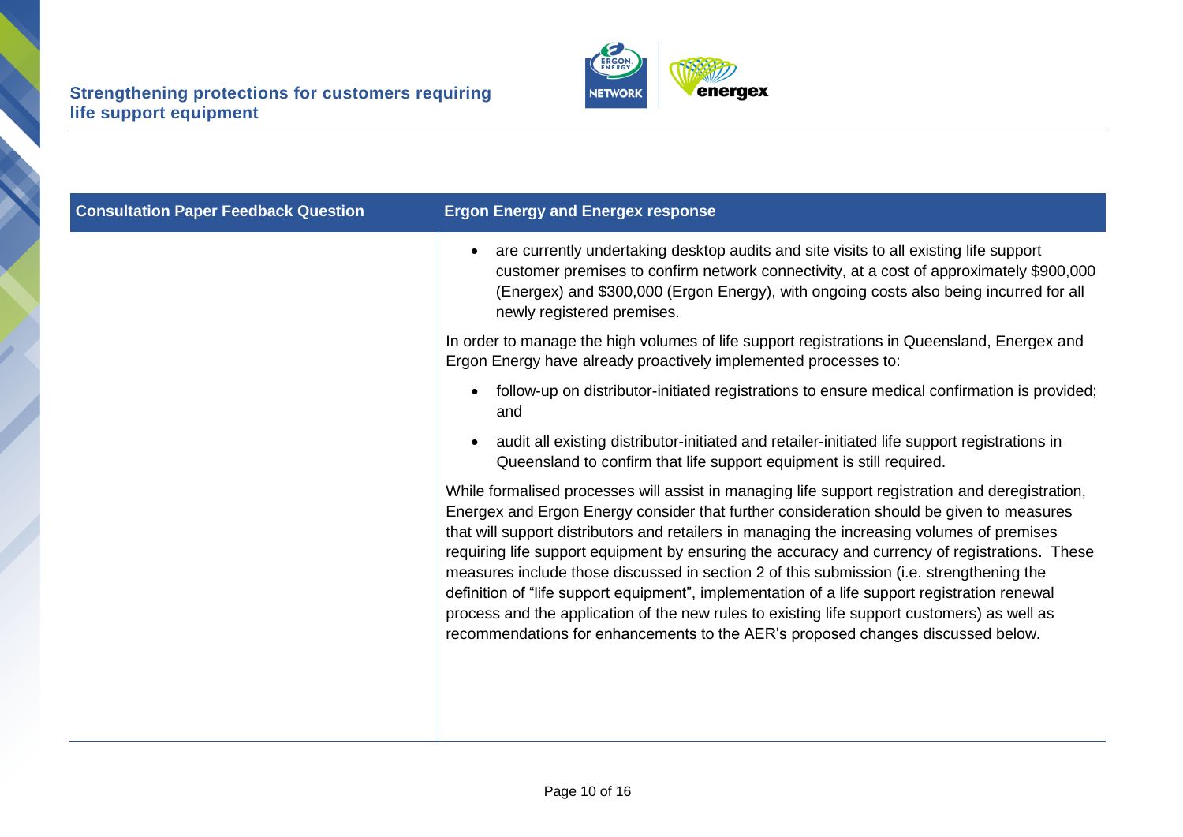| Consultation Paper Feedback Question | Ergon Energy and Energex response |
| --- | --- |
| | • are currently undertaking desktop audits and site visits to all existing life support customer premises to confirm network connectivity, at a cost of approximately $900,000 (Energex) and $300,000 (Ergon Energy), with ongoing costs also being incurred for all newly registered premises.<br><br>In order to manage the high volumes of life support registrations in Queensland, Energex and Ergon Energy have already proactively implemented processes to:<br><br>• follow-up on distributor-initiated registrations to ensure medical confirmation is provided; and<br><br>• audit all existing distributor-initiated and retailer-initiated life support registrations in Queensland to confirm that life support equipment is still required.<br><br>While formalised processes will assist in managing life support registration and deregistration, Energex and Ergon Energy consider that further consideration should be given to measures that will support distributors and retailers in managing the increasing volumes of premises requiring life support equipment by ensuring the accuracy and currency of registrations. These measures include those discussed in section 2 of this submission (i.e. strengthening the definition of "life support equipment", implementation of a life support registration renewal process and the application of the new rules to existing life support customers) as well as recommendations for enhancements to the AER's proposed changes discussed below. |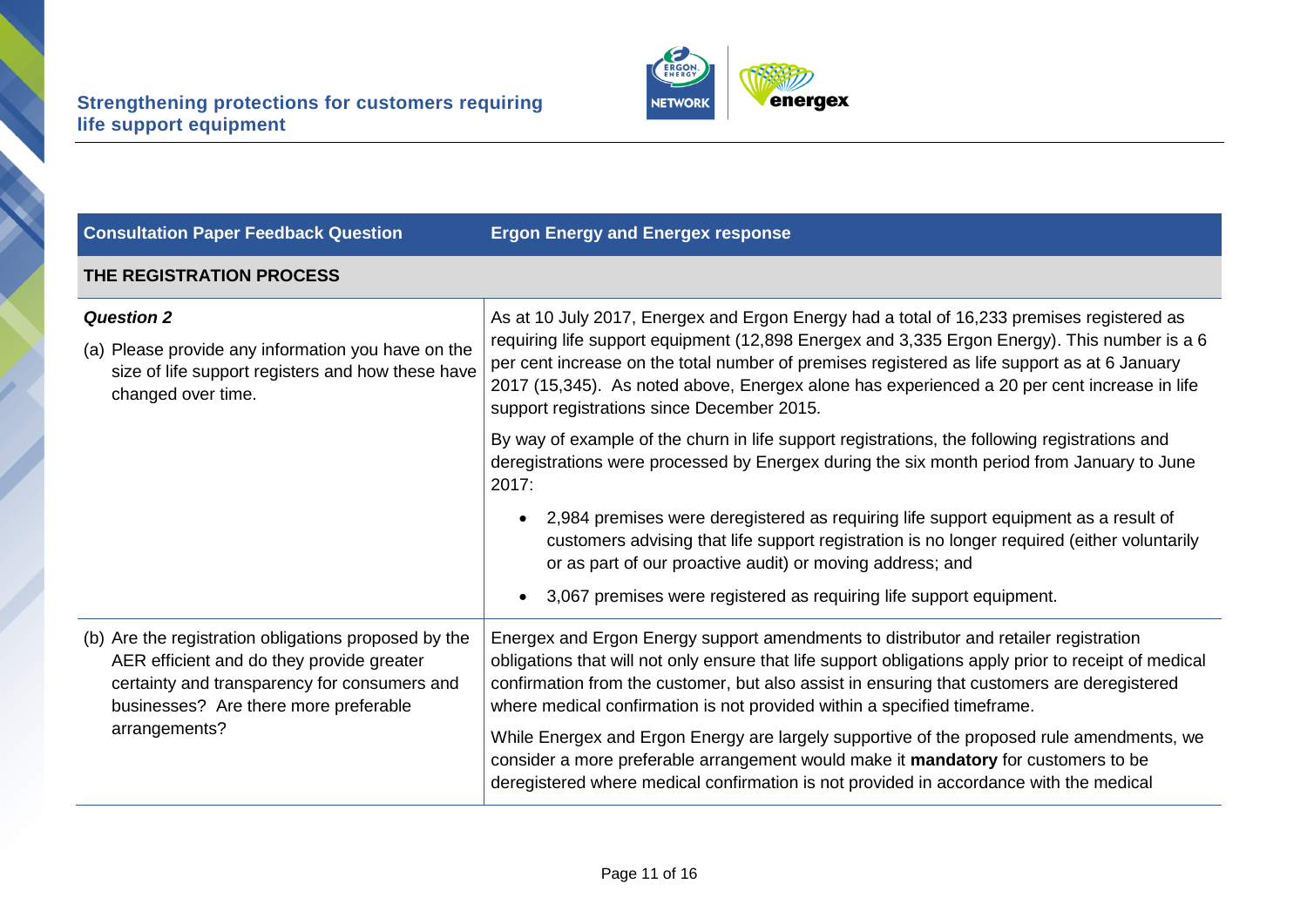| Consultation Paper Feedback Question | Ergon Energy and Energex response |
| --- | --- |
| **THE REGISTRATION PROCESS** | |
| ***Question 2***<br><br>(a) Please provide any information you have on the size of life support registers and how these have changed over time. | As at 10 July 2017, Energex and Ergon Energy had a total of 16,233 premises registered as requiring life support equipment (12,898 Energex and 3,335 Ergon Energy). This number is a 6 per cent increase on the total number of premises registered as life support as at 6 January 2017 (15,345). As noted above, Energex alone has experienced a 20 per cent increase in life support registrations since December 2015.<br><br>By way of example of the churn in life support registrations, the following registrations and deregistrations were processed by Energex during the six month period from January to June 2017:<br><br>• 2,984 premises were deregistered as requiring life support equipment as a result of customers advising that life support registration is no longer required (either voluntarily or as part of our proactive audit) or moving address; and<br><br>• 3,067 premises were registered as requiring life support equipment. |
| (b) Are the registration obligations proposed by the AER efficient and do they provide greater certainty and transparency for consumers and businesses? Are there more preferable arrangements? | Energex and Ergon Energy support amendments to distributor and retailer registration obligations that will not only ensure that life support obligations apply prior to receipt of medical confirmation from the customer, but also assist in ensuring that customers are deregistered where medical confirmation is not provided within a specified timeframe.<br><br>While Energex and Ergon Energy are largely supportive of the proposed rule amendments, we consider a more preferable arrangement would make it **mandatory** for customers to be deregistered where medical confirmation is not provided in accordance with the medical |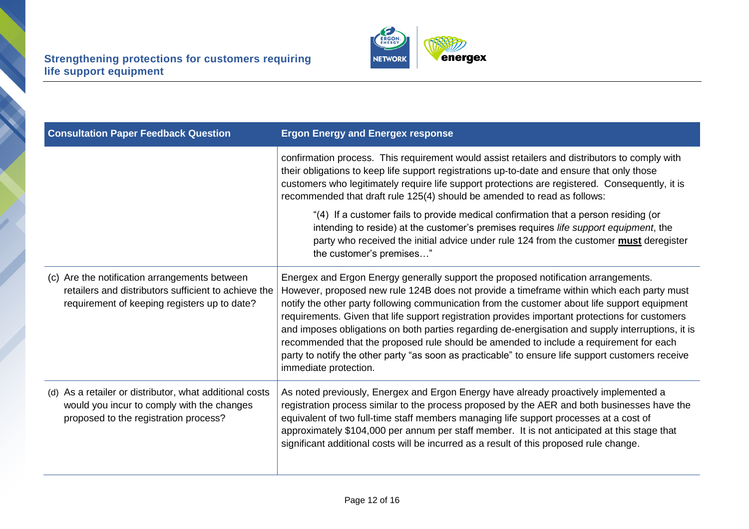| Consultation Paper Feedback Question | Ergon Energy and Energex response |
|---|---|
| | confirmation process. This requirement would assist retailers and distributors to comply with their obligations to keep life support registrations up-to-date and ensure that only those customers who legitimately require life support protections are registered. Consequently, it is recommended that draft rule 125(4) should be amended to read as follows: "(4) If a customer fails to provide medical confirmation that a person residing (or intending to reside) at the customer's premises requires *life support equipment*, the party who received the initial advice under rule 124 from the customer **must** deregister the customer's premises…" |
| (c) Are the notification arrangements between retailers and distributors sufficient to achieve the requirement of keeping registers up to date? | Energex and Ergon Energy generally support the proposed notification arrangements. However, proposed new rule 124B does not provide a timeframe within which each party must notify the other party following communication from the customer about life support equipment requirements. Given that life support registration provides important protections for customers and imposes obligations on both parties regarding de-energisation and supply interruptions, it is recommended that the proposed rule should be amended to include a requirement for each party to notify the other party "as soon as practicable" to ensure life support customers receive immediate protection. |
| (d) As a retailer or distributor, what additional costs would you incur to comply with the changes proposed to the registration process? | As noted previously, Energex and Ergon Energy have already proactively implemented a registration process similar to the process proposed by the AER and both businesses have the equivalent of two full-time staff members managing life support processes at a cost of approximately $104,000 per annum per staff member. It is not anticipated at this stage that significant additional costs will be incurred as a result of this proposed rule change. |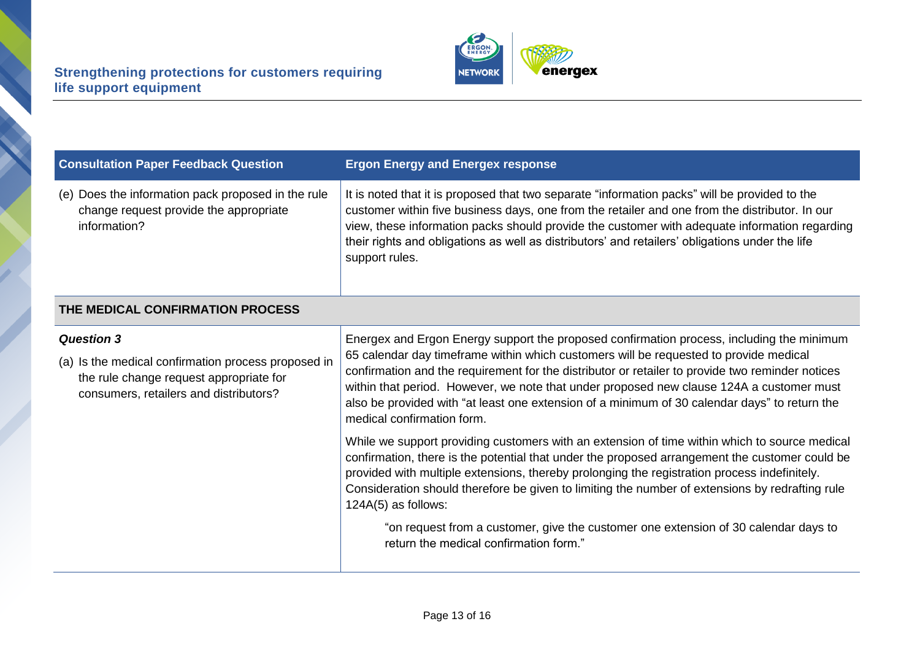| Consultation Paper Feedback Question | Ergon Energy and Energex response |
|---|---|
| (e) Does the information pack proposed in the rule change request provide the appropriate information? | It is noted that it is proposed that two separate "information packs" will be provided to the customer within five business days, one from the retailer and one from the distributor. In our view, these information packs should provide the customer with adequate information regarding their rights and obligations as well as distributors' and retailers' obligations under the life support rules. |
| **THE MEDICAL CONFIRMATION PROCESS** | |
| ***Question 3*** <br> (a) Is the medical confirmation process proposed in the rule change request appropriate for consumers, retailers and distributors? | Energex and Ergon Energy support the proposed confirmation process, including the minimum 65 calendar day timeframe within which customers will be requested to provide medical confirmation and the requirement for the distributor or retailer to provide two reminder notices within that period. However, we note that under proposed new clause 124A a customer must also be provided with "at least one extension of a minimum of 30 calendar days" to return the medical confirmation form. <br><br> While we support providing customers with an extension of time within which to source medical confirmation, there is the potential that under the proposed arrangement the customer could be provided with multiple extensions, thereby prolonging the registration process indefinitely. Consideration should therefore be given to limiting the number of extensions by redrafting rule 124A(5) as follows: <br><br> "on request from a customer, give the customer one extension of 30 calendar days to return the medical confirmation form." |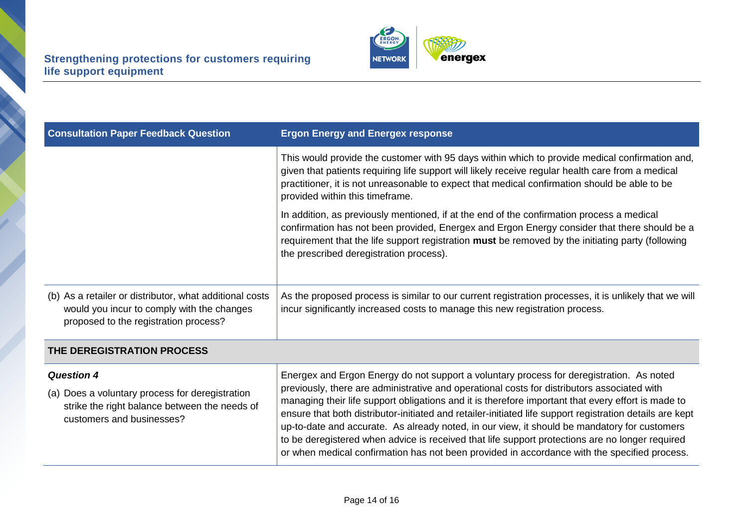| Consultation Paper Feedback Question | Ergon Energy and Energex response |
|---|---|
| | This would provide the customer with 95 days within which to provide medical confirmation and, given that patients requiring life support will likely receive regular health care from a medical practitioner, it is not unreasonable to expect that medical confirmation should be able to be provided within this timeframe.<br><br>In addition, as previously mentioned, if at the end of the confirmation process a medical confirmation has not been provided, Energex and Ergon Energy consider that there should be a requirement that the life support registration **must** be removed by the initiating party (following the prescribed deregistration process). |
| (b) As a retailer or distributor, what additional costs would you incur to comply with the changes proposed to the registration process? | As the proposed process is similar to our current registration processes, it is unlikely that we will incur significantly increased costs to manage this new registration process. |
| **THE DEREGISTRATION PROCESS** | |
| ***Question 4***<br><br>(a) Does a voluntary process for deregistration strike the right balance between the needs of customers and businesses? | Energex and Ergon Energy do not support a voluntary process for deregistration. As noted previously, there are administrative and operational costs for distributors associated with managing their life support obligations and it is therefore important that every effort is made to ensure that both distributor-initiated and retailer-initiated life support registration details are kept up-to-date and accurate. As already noted, in our view, it should be mandatory for customers to be deregistered when advice is received that life support protections are no longer required or when medical confirmation has not been provided in accordance with the specified process. |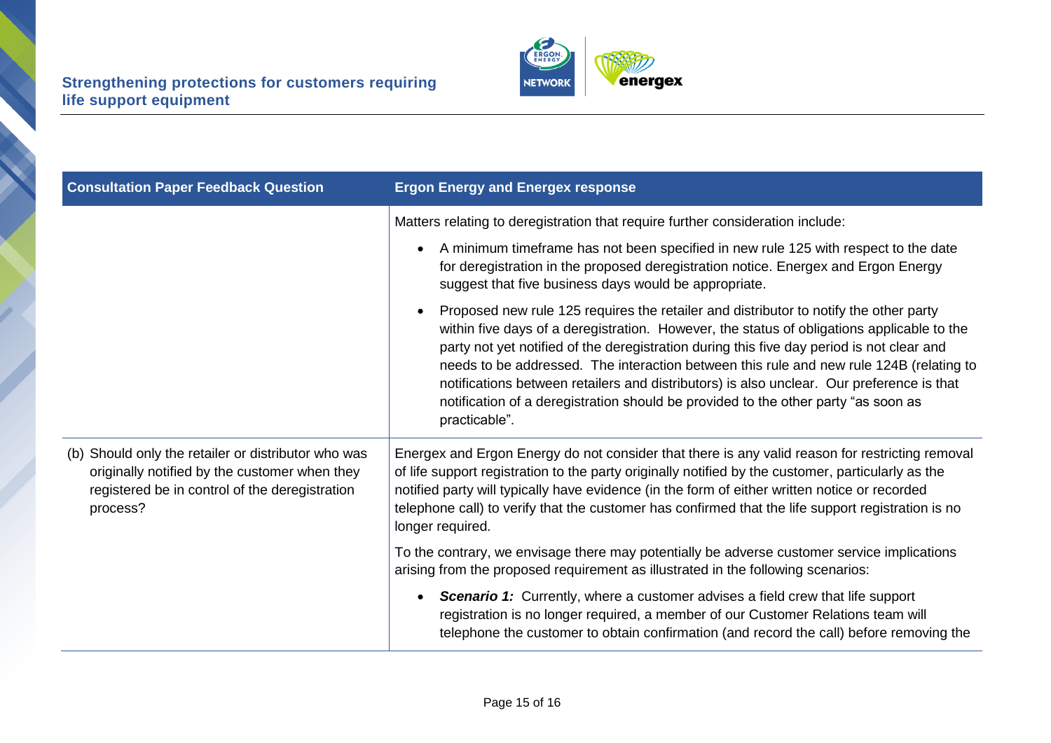| Consultation Paper Feedback Question | Ergon Energy and Energex response |
|---|---|
| | Matters relating to deregistration that require further consideration include:<br>• A minimum timeframe has not been specified in new rule 125 with respect to the date for deregistration in the proposed deregistration notice. Energex and Ergon Energy suggest that five business days would be appropriate.<br>• Proposed new rule 125 requires the retailer and distributor to notify the other party within five days of a deregistration. However, the status of obligations applicable to the party not yet notified of the deregistration during this five day period is not clear and needs to be addressed. The interaction between this rule and new rule 124B (relating to notifications between retailers and distributors) is also unclear. Our preference is that notification of a deregistration should be provided to the other party "as soon as practicable". |
| (b) Should only the retailer or distributor who was originally notified by the customer when they registered be in control of the deregistration process? | Energex and Ergon Energy do not consider that there is any valid reason for restricting removal of life support registration to the party originally notified by the customer, particularly as the notified party will typically have evidence (in the form of either written notice or recorded telephone call) to verify that the customer has confirmed that the life support registration is no longer required.<br><br>To the contrary, we envisage there may potentially be adverse customer service implications arising from the proposed requirement as illustrated in the following scenarios:<br>• ***Scenario 1:*** Currently, where a customer advises a field crew that life support registration is no longer required, a member of our Customer Relations team will telephone the customer to obtain confirmation (and record the call) before removing the |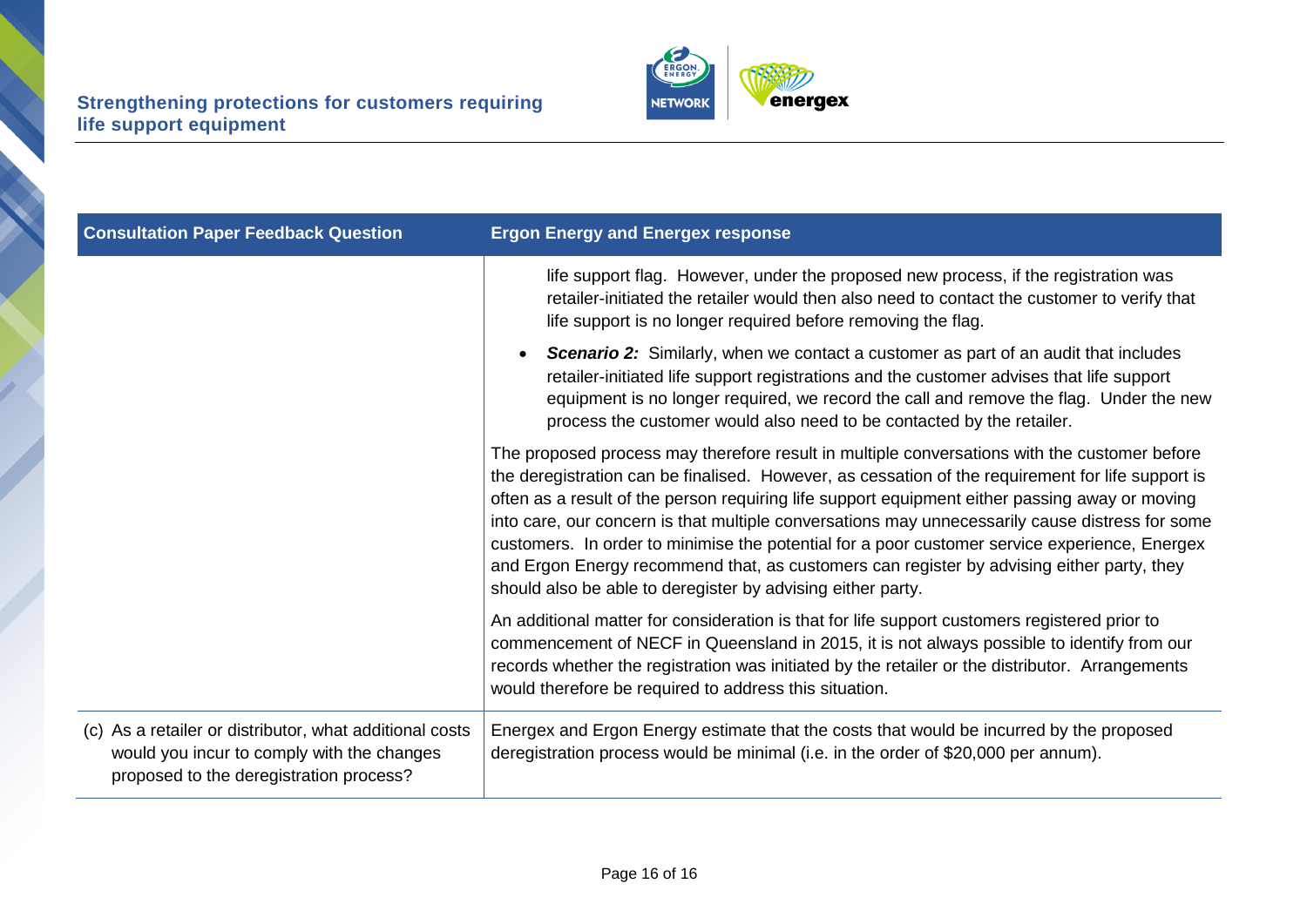| Consultation Paper Feedback Question | Ergon Energy and Energex response |
|---|---|
| | life support flag. However, under the proposed new process, if the registration was retailer-initiated the retailer would then also need to contact the customer to verify that life support is no longer required before removing the flag.<br><br>• ***Scenario 2:*** Similarly, when we contact a customer as part of an audit that includes retailer-initiated life support registrations and the customer advises that life support equipment is no longer required, we record the call and remove the flag. Under the new process the customer would also need to be contacted by the retailer.<br><br>The proposed process may therefore result in multiple conversations with the customer before the deregistration can be finalised. However, as cessation of the requirement for life support is often as a result of the person requiring life support equipment either passing away or moving into care, our concern is that multiple conversations may unnecessarily cause distress for some customers. In order to minimise the potential for a poor customer service experience, Energex and Ergon Energy recommend that, as customers can register by advising either party, they should also be able to deregister by advising either party.<br><br>An additional matter for consideration is that for life support customers registered prior to commencement of NECF in Queensland in 2015, it is not always possible to identify from our records whether the registration was initiated by the retailer or the distributor. Arrangements would therefore be required to address this situation. |
| (c) As a retailer or distributor, what additional costs would you incur to comply with the changes proposed to the deregistration process? | Energex and Ergon Energy estimate that the costs that would be incurred by the proposed deregistration process would be minimal (i.e. in the order of $20,000 per annum). |